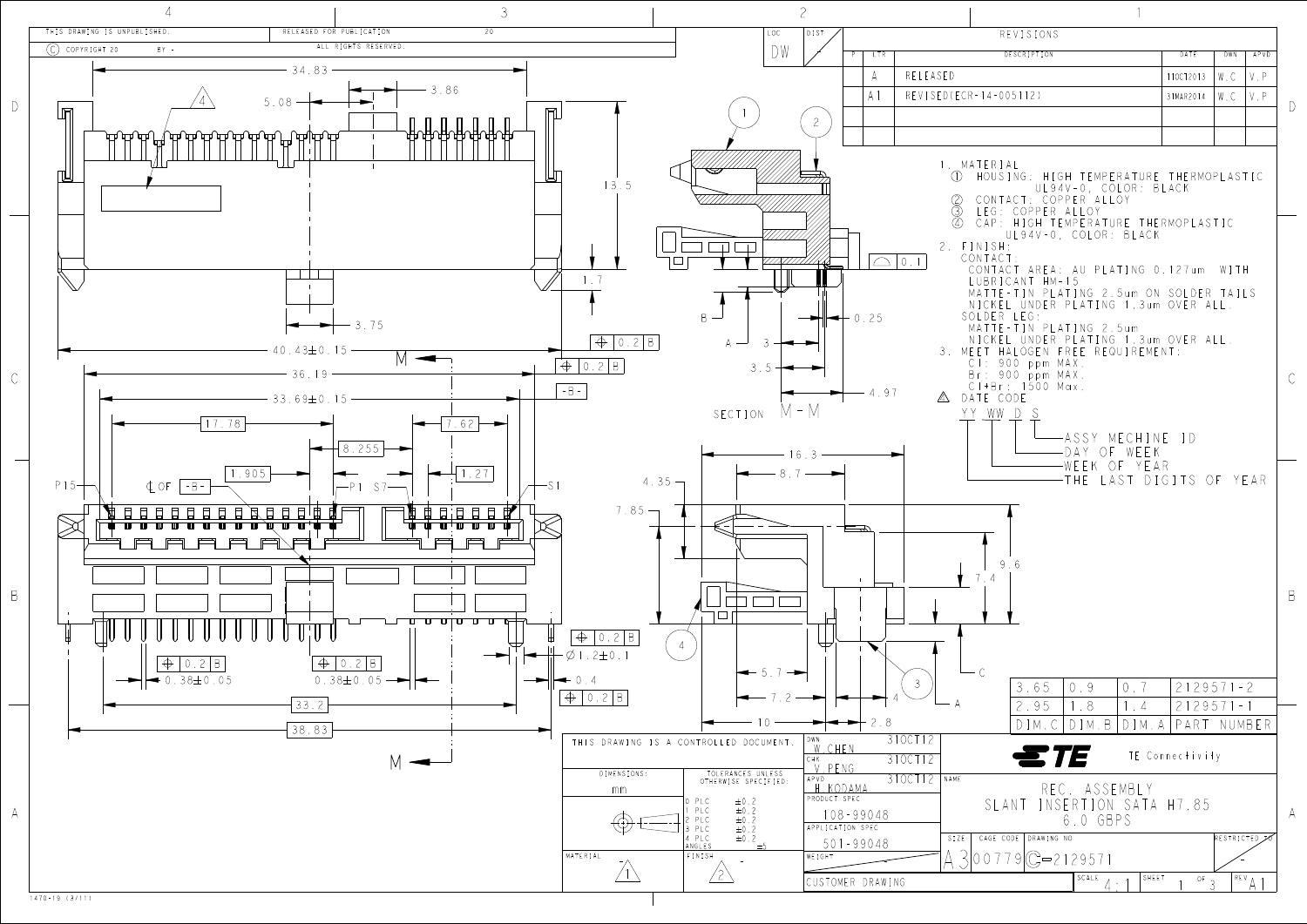THIS DRAWING IS UNPUBLISHED. RELEASED FOR PUBLICATION 20

© COPYRIGHT 20 BY - ALL RIGHTS RESERVED.

LOC DW DIST -

## REVISIONS

| P | LTR | DESCRIPTION | DATE | DWN | APVD |
|---|---|---|---|---|---|
| | A | RELEASED | 11OCT2013 | W.C | V.P |
| | A1 | REVISED(ECR-14-005112) | 31MAR2014 | W.C | V.P |

1. MATERIAL
   - ① HOUSING: HIGH TEMPERATURE THERMOPLASTIC UL94V-0, COLOR: BLACK
   - ② CONTACT: COPPER ALLOY
   - ③ LEG: COPPER ALLOY
   - ④ CAP: HIGH TEMPERATURE THERMOPLASTIC UL94V-0, COLOR: BLACK
2. FINISH:
   - CONTACT
     - CONTACT AREA: AU PLATING 0.127um WITH LUBRICANT HM-15
     - MATTE-TIN PLATING 2.5um ON SOLDER TAILS
     - NICKEL UNDER PLATING 1.3um OVER ALL
   - SOLDER LEG:
     - MATTE-TIN PLATING 2.5um
     - NICKEL UNDER PLATING 1.3um OVER ALL
3. MEET HALOGEN FREE REQUIREMENT:
   - Cl: 900 ppm MAX.
   - Br: 900 ppm MAX.
   - Cl+Br: 1500 Max.
4. DATE CODE

YY WW D S

- S — ASSY MECHINE ID
- D — DAY OF WEEK
- WW — WEEK OF YEAR
- YY — THE LAST DIGITS OF YEAR

34.83
5.08
3.86
13.5
1.7
3.75
40.43±0.15
36.19
33.69±0.15
17.78
7.62
8.255
1.905
1.27
℄ OF -B-
P15 P1 S7 S1
0.38±0.05
0.38±0.05
Ø1.2±0.1
0.4
33.2
38.83
⊕ 0.2 B
-B-
M — M

SECTION M-M

B A 3 3.5 0.25 4.97 0.1

16.3
8.7
4.35
7.85
9.6
7.4
5.7
7.2
10
4
2.8
C
A

| DIM.C | DIM.B | DIM.A | PART NUMBER |
|---|---|---|---|
| 3.65 | 0.9 | 0.7 | 2129571-2 |
| 2.95 | 1.8 | 1.4 | 2129571-1 |

THIS DRAWING IS A CONTROLLED DOCUMENT.

DIMENSIONS: mm

TOLERANCES UNLESS OTHERWISE SPECIFIED:
- 0 PLC ±0.2
- 1 PLC ±0.2
- 2 PLC ±0.2
- 3 PLC ±0.2
- 4 PLC ±0.2
- ANGLES ±5

MATERIAL - FINISH -

| | | |
|---|---|---|
| DWN | W.CHEN | 31OCT12 |
| CHK | V.PENG | 31OCT12 |
| APVD | H.KODAMA | 31OCT12 |

PRODUCT SPEC 108-99048

APPLICATION SPEC 501-99048

WEIGHT -

TE Connectivity

NAME: REC. ASSEMBLY SLANT INSERTION SATA H7.85 6.0 GBPS

SIZE A3 CAGE CODE 00779 DRAWING NO C-2129571 RESTRICTED TO -

CUSTOMER DRAWING SCALE 4:1 SHEET 1 OF 3 REV A1

1470-19 (3/11)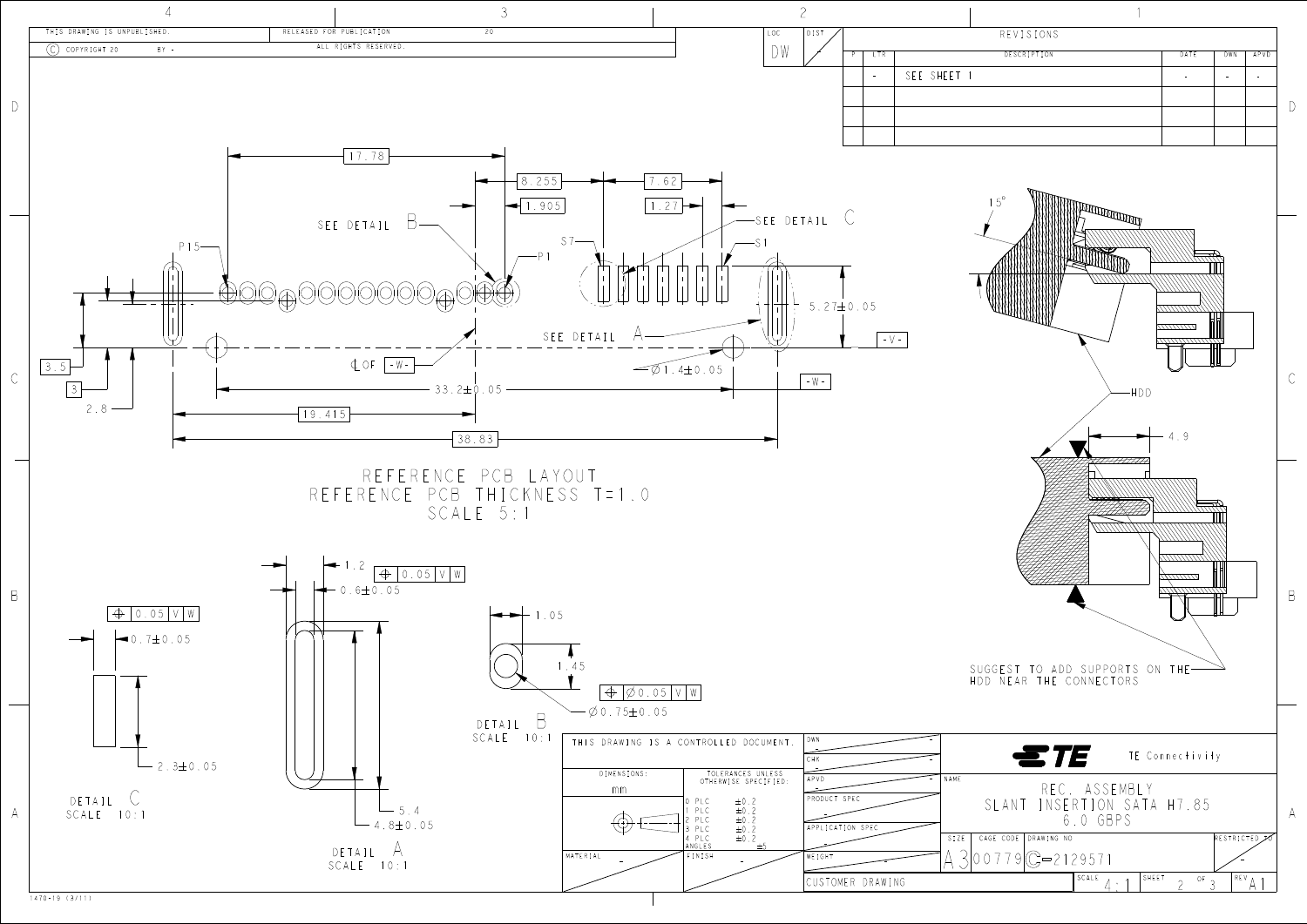THIS DRAWING IS UNPUBLISHED.
© COPYRIGHT 20 BY -

RELEASED FOR PUBLICATION 20
ALL RIGHTS RESERVED.

LOC DW
DIST -

| REVISIONS | | | | | |
|---|---|---|---|---|---|
| P | LTR | DESCRIPTION | DATE | DWN | APVD |
| | - | SEE SHEET 1 | - | - | - |

17.78
8.255
7.62
1.905
1.27
SEE DETAIL B
SEE DETAIL C
P15
P1
S7
S1
5.27±0.05
-V-
SEE DETAIL A
3.5
3
2.8
℄ OF -W-
Ø1.4±0.05
33.2±0.05
-W-
19.415
38.83

REFERENCE PCB LAYOUT
REFERENCE PCB THICKNESS T=1.0
SCALE 5:1

15°
HDD
4.9

SUGGEST TO ADD SUPPORTS ON THE HDD NEAR THE CONNECTORS

⊕ 0.05 V W
0.7±0.05
2.3±0.05
DETAIL C
SCALE 10:1

1.2
⊕ 0.05 V W
0.6±0.05
5.4
4.8±0.05
DETAIL A
SCALE 10:1

1.05
1.45
⊕ Ø0.05 V W
Ø0.75±0.05
DETAIL B
SCALE 10:1

THIS DRAWING IS A CONTROLLED DOCUMENT.

DIMENSIONS: mm

TOLERANCES UNLESS OTHERWISE SPECIFIED:
0 PLC ±0.2
1 PLC ±0.2
2 PLC ±0.2
3 PLC ±0.2
4 PLC ±0.2
ANGLES ±1

MATERIAL -
FINISH -

DWN -
CHK -
APVD -
PRODUCT SPEC -
APPLICATION SPEC -
WEIGHT -
CUSTOMER DRAWING

TE Connectivity

NAME
REC. ASSEMBLY
SLANT INSERTION SATA H7.85
6.0 GBPS

SIZE A3
CAGE CODE 00779
DRAWING NO C-2129571
RESTRICTED TO -
SCALE 4:1
REV A1

1470-19 (3/11)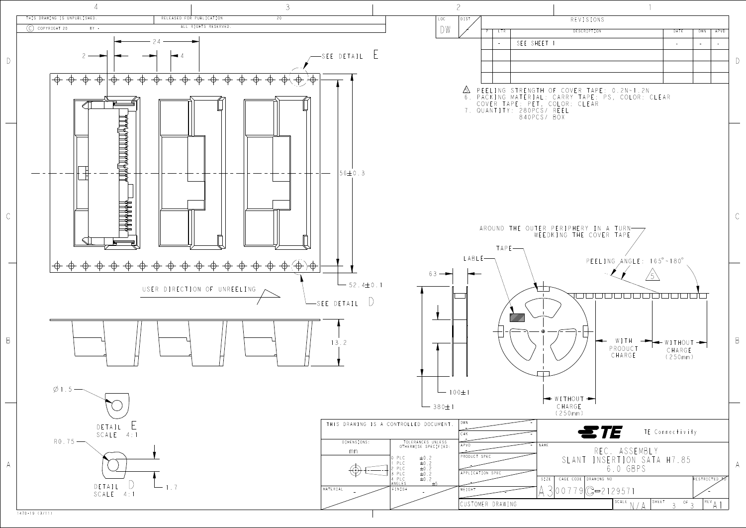THIS DRAWING IS UNPUBLISHED. RELEASED FOR PUBLICATION 20

© COPYRIGHT 20 BY - ALL RIGHTS RESERVED.

| LOC | DIST |
| --- | --- |
| DW | - |

REVISIONS

| P | LTR | DESCRIPTION | DATE | DWN | APVD |
| --- | --- | --- | --- | --- | --- |
| | - | SEE SHEET 1 | - | - | - |

5. PEELING STRENGTH OF COVER TAPE: 0.2N~1.2N
6. PACKING MATERIAL: CARRY TAPE: PS, COLOR: CLEAR
   COVER TAPE: PET, COLOR: CLEAR
7. QUANTITY: 280PCS/ REEL
   840PCS/ BOX

24
2
4
SEE DETAIL E
56±0.3
52.4±0.1
SEE DETAIL D
USER DIRECTION OF UNREELING
13.2

Ø1.5
DETAIL E
SCALE 4:1

R0.75
1.7
DETAIL D
SCALE 4:1

AROUND THE OUTER PERIPHERY IN A TURN WEEDKING THE COVER TAPE
TAPE
LABLE
PEELING ANGLE: 165°~180°
5
63
100±1
380±1
WITH PRODUCT CHARGE
WITHOUT CHARGE (250mm)
WITHOUT CHARGE (250mm)

THIS DRAWING IS A CONTROLLED DOCUMENT.

DIMENSIONS: mm

TOLERANCES UNLESS OTHERWISE SPECIFIED:
0 PLC ±0.2
1 PLC ±0.2
2 PLC ±0.2
3 PLC ±0.2
4 PLC ±0.2
ANGLES ±5

MATERIAL -
FINISH -

DWN -
CHK -
APVD -
PRODUCT SPEC -
APPLICATION SPEC -
WEIGHT -

TE Connectivity

NAME: REC. ASSEMBLY SLANT INSERTION SATA H7.85 6.0 GBPS

| SIZE | CAGE CODE | DRAWING NO | RESTRICTED TO |
| --- | --- | --- | --- |
| A3 | 00779 | C-2129571 | - |

CUSTOMER DRAWING

SCALE N/A SHEET 3 OF 3 REV A1

1470-19 (3/11)